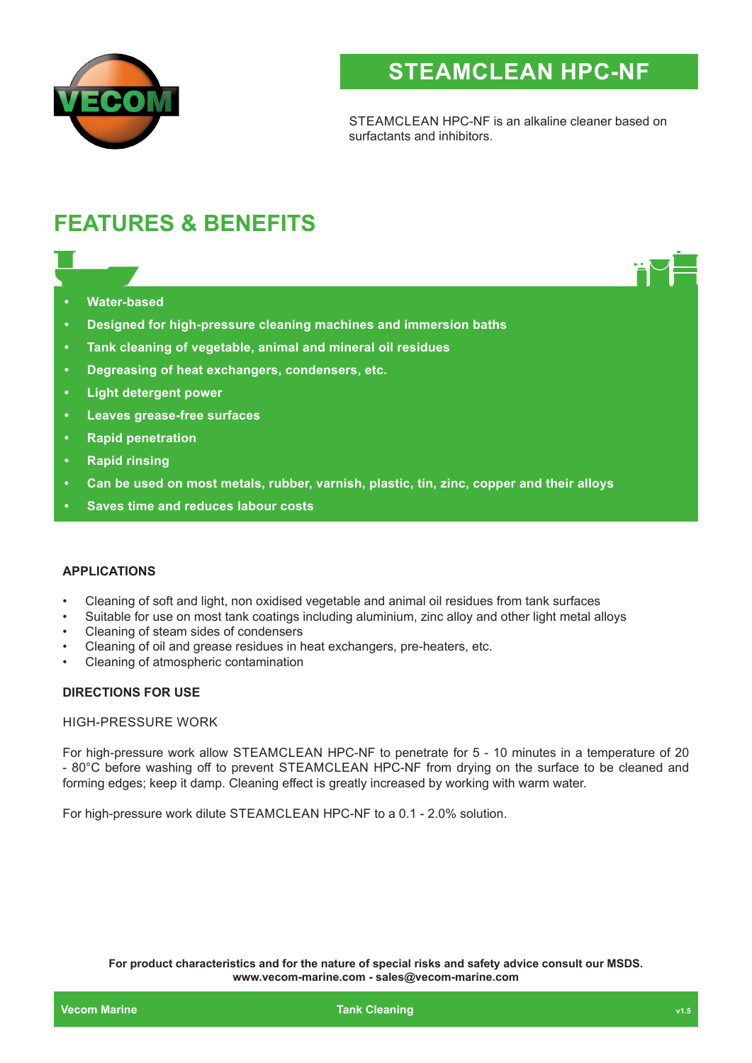# STEAMCLEAN HPC-NF

STEAMCLEAN HPC-NF is an alkaline cleaner based on surfactants and inhibitors.

## FEATURES & BENEFITS

- **Water-based**
- **Designed for high-pressure cleaning machines and immersion baths**
- **Tank cleaning of vegetable, animal and mineral oil residues**
- **Degreasing of heat exchangers, condensers, etc.**
- **Light detergent power**
- **Leaves grease-free surfaces**
- **Rapid penetration**
- **Rapid rinsing**
- **Can be used on most metals, rubber, varnish, plastic, tin, zinc, copper and their alloys**
- **Saves time and reduces labour costs**

### APPLICATIONS

- Cleaning of soft and light, non oxidised vegetable and animal oil residues from tank surfaces
- Suitable for use on most tank coatings including aluminium, zinc alloy and other light metal alloys
- Cleaning of steam sides of condensers
- Cleaning of oil and grease residues in heat exchangers, pre-heaters, etc.
- Cleaning of atmospheric contamination

### DIRECTIONS FOR USE

HIGH-PRESSURE WORK

For high-pressure work allow STEAMCLEAN HPC-NF to penetrate for 5 - 10 minutes in a temperature of 20 - 80°C before washing off to prevent STEAMCLEAN HPC-NF from drying on the surface to be cleaned and forming edges; keep it damp. Cleaning effect is greatly increased by working with warm water.

For high-pressure work dilute STEAMCLEAN HPC-NF to a 0.1 - 2.0% solution.

**For product characteristics and for the nature of special risks and safety advice consult our MSDS.**
**www.vecom-marine.com - sales@vecom-marine.com**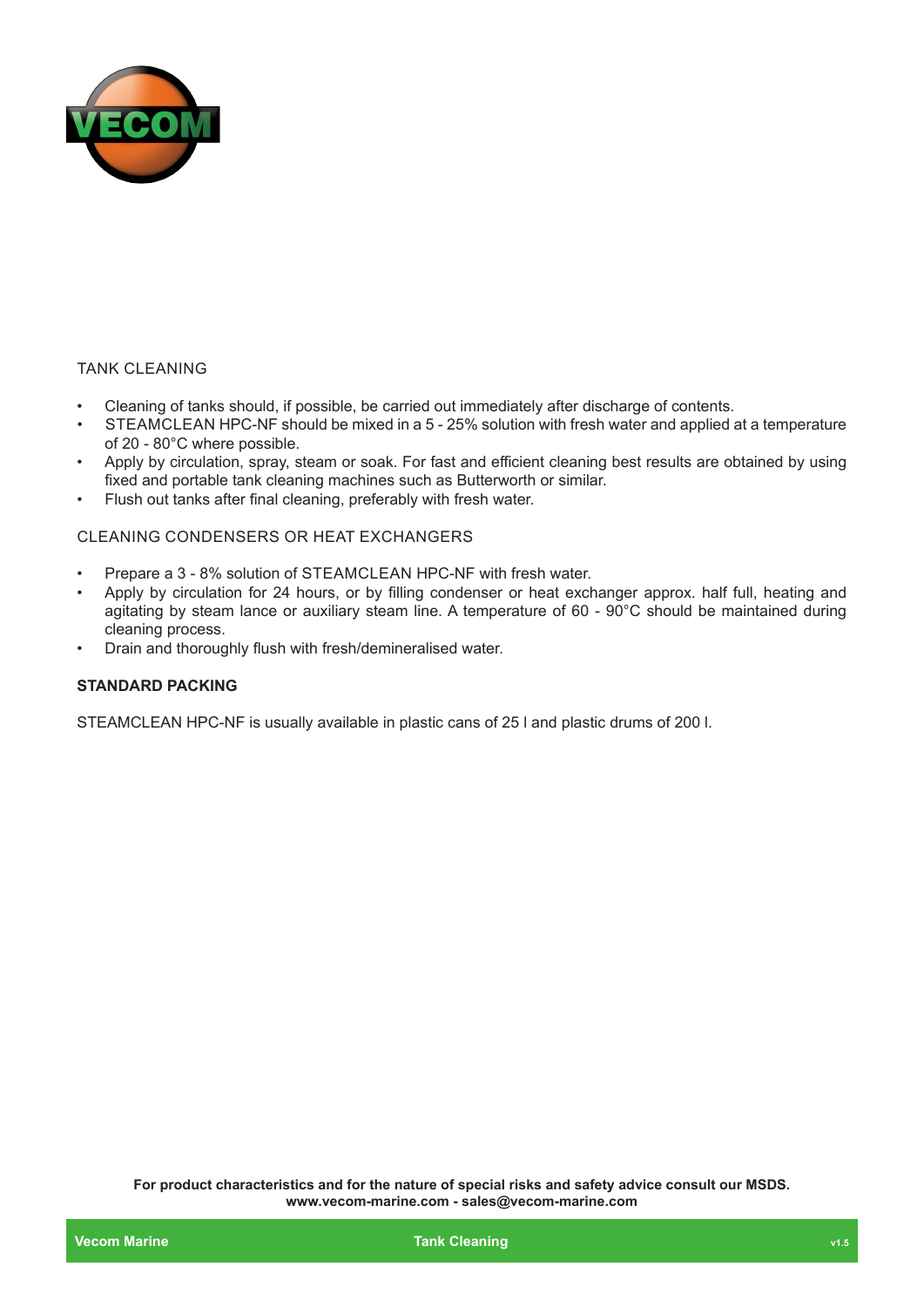## TANK CLEANING

- Cleaning of tanks should, if possible, be carried out immediately after discharge of contents.
- STEAMCLEAN HPC-NF should be mixed in a 5 - 25% solution with fresh water and applied at a temperature of 20 - 80°C where possible.
- Apply by circulation, spray, steam or soak. For fast and efficient cleaning best results are obtained by using fixed and portable tank cleaning machines such as Butterworth or similar.
- Flush out tanks after final cleaning, preferably with fresh water.

## CLEANING CONDENSERS OR HEAT EXCHANGERS

- Prepare a 3 - 8% solution of STEAMCLEAN HPC-NF with fresh water.
- Apply by circulation for 24 hours, or by filling condenser or heat exchanger approx. half full, heating and agitating by steam lance or auxiliary steam line. A temperature of 60 - 90°C should be maintained during cleaning process.
- Drain and thoroughly flush with fresh/demineralised water.

## STANDARD PACKING

STEAMCLEAN HPC-NF is usually available in plastic cans of 25 l and plastic drums of 200 l.

**For product characteristics and for the nature of special risks and safety advice consult our MSDS.**
**www.vecom-marine.com - sales@vecom-marine.com**